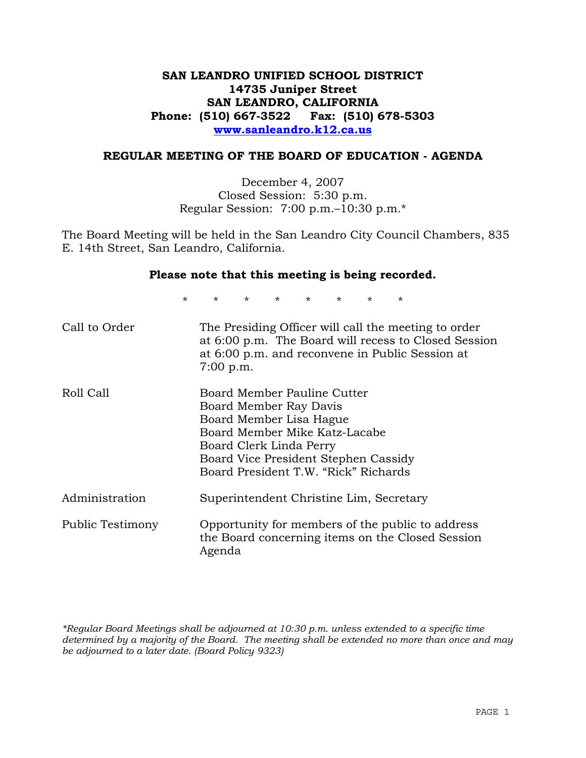**SAN LEANDRO UNIFIED SCHOOL DISTRICT**
**14735 Juniper Street**
**SAN LEANDRO, CALIFORNIA**
**Phone: (510) 667-3522 Fax: (510) 678-5303**
**www.sanleandro.k12.ca.us**

## REGULAR MEETING OF THE BOARD OF EDUCATION - AGENDA

December 4, 2007
Closed Session: 5:30 p.m.
Regular Session: 7:00 p.m.–10:30 p.m.*

The Board Meeting will be held in the San Leandro City Council Chambers, 835 E. 14th Street, San Leandro, California.

**Please note that this meeting is being recorded.**

\* \* \* \* \* \* \* \*

| | |
|---|---|
| Call to Order | The Presiding Officer will call the meeting to order at 6:00 p.m. The Board will recess to Closed Session at 6:00 p.m. and reconvene in Public Session at 7:00 p.m. |
| Roll Call | Board Member Pauline Cutter<br>Board Member Ray Davis<br>Board Member Lisa Hague<br>Board Member Mike Katz-Lacabe<br>Board Clerk Linda Perry<br>Board Vice President Stephen Cassidy<br>Board President T.W. "Rick" Richards |
| Administration | Superintendent Christine Lim, Secretary |
| Public Testimony | Opportunity for members of the public to address the Board concerning items on the Closed Session Agenda |

*\*Regular Board Meetings shall be adjourned at 10:30 p.m. unless extended to a specific time determined by a majority of the Board. The meeting shall be extended no more than once and may be adjourned to a later date. (Board Policy 9323)*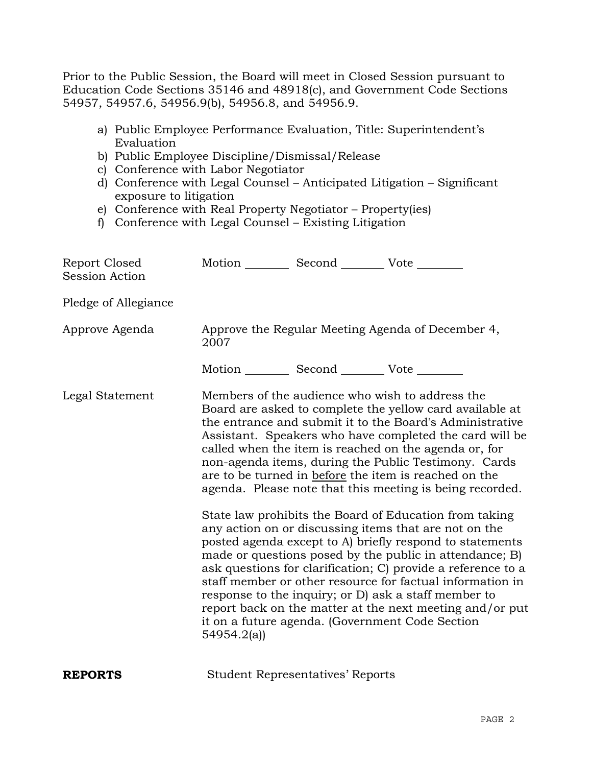Prior to the Public Session, the Board will meet in Closed Session pursuant to Education Code Sections 35146 and 48918(c), and Government Code Sections 54957, 54957.6, 54956.9(b), 54956.8, and 54956.9.

a) Public Employee Performance Evaluation, Title: Superintendent's Evaluation
b) Public Employee Discipline/Dismissal/Release
c) Conference with Labor Negotiator
d) Conference with Legal Counsel – Anticipated Litigation – Significant exposure to litigation
e) Conference with Real Property Negotiator – Property(ies)
f) Conference with Legal Counsel – Existing Litigation

Report Closed Session Action — Motion ________ Second ________ Vote ________

Pledge of Allegiance

Approve Agenda — Approve the Regular Meeting Agenda of December 4, 2007

Motion ________ Second ________ Vote ________

Legal Statement — Members of the audience who wish to address the Board are asked to complete the yellow card available at the entrance and submit it to the Board's Administrative Assistant. Speakers who have completed the card will be called when the item is reached on the agenda or, for non-agenda items, during the Public Testimony. Cards are to be turned in <u>before</u> the item is reached on the agenda. Please note that this meeting is being recorded.

State law prohibits the Board of Education from taking any action on or discussing items that are not on the posted agenda except to A) briefly respond to statements made or questions posed by the public in attendance; B) ask questions for clarification; C) provide a reference to a staff member or other resource for factual information in response to the inquiry; or D) ask a staff member to report back on the matter at the next meeting and/or put it on a future agenda. (Government Code Section 54954.2(a))

**REPORTS** — Student Representatives' Reports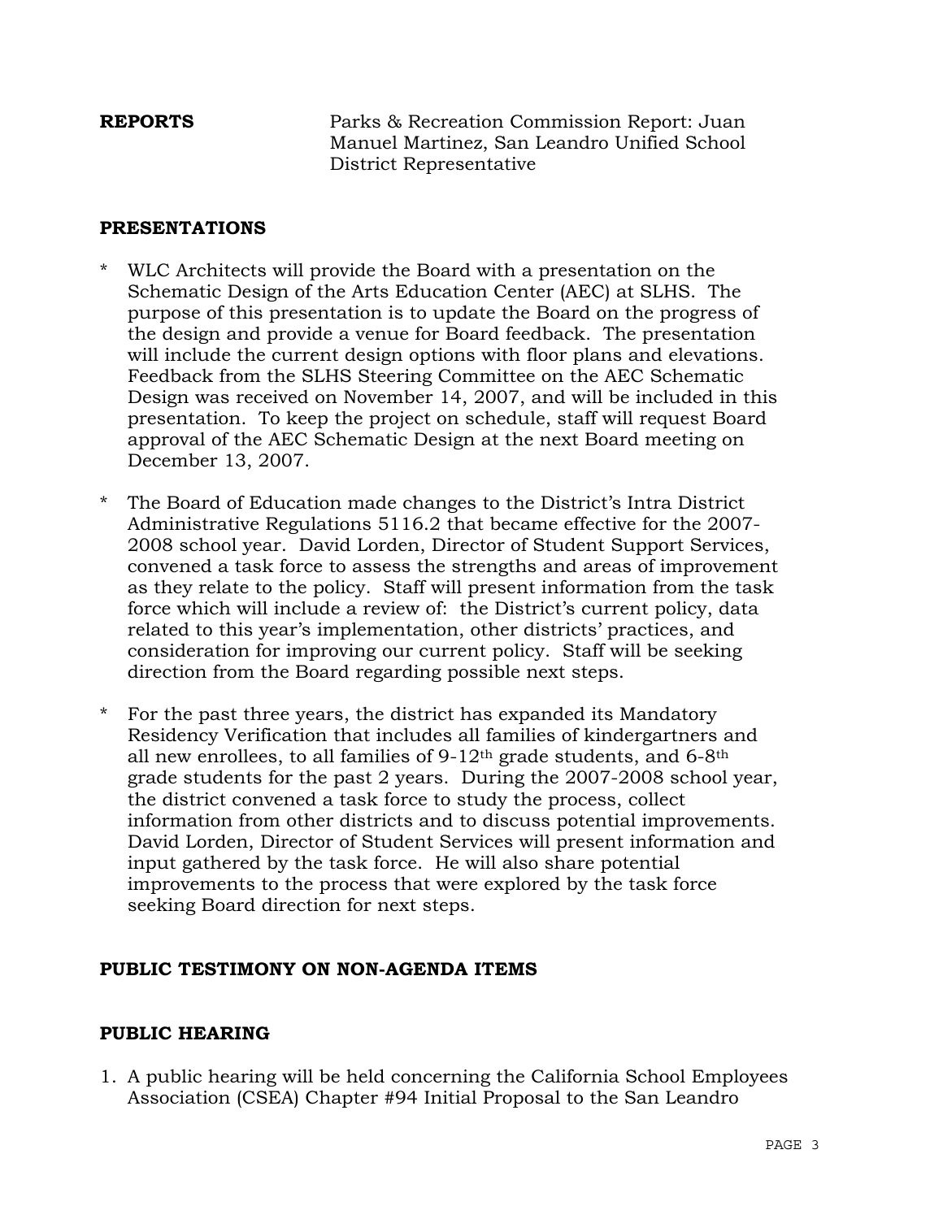**REPORTS** Parks & Recreation Commission Report: Juan Manuel Martinez, San Leandro Unified School District Representative

**PRESENTATIONS**

* WLC Architects will provide the Board with a presentation on the Schematic Design of the Arts Education Center (AEC) at SLHS. The purpose of this presentation is to update the Board on the progress of the design and provide a venue for Board feedback. The presentation will include the current design options with floor plans and elevations. Feedback from the SLHS Steering Committee on the AEC Schematic Design was received on November 14, 2007, and will be included in this presentation. To keep the project on schedule, staff will request Board approval of the AEC Schematic Design at the next Board meeting on December 13, 2007.

* The Board of Education made changes to the District's Intra District Administrative Regulations 5116.2 that became effective for the 2007-2008 school year. David Lorden, Director of Student Support Services, convened a task force to assess the strengths and areas of improvement as they relate to the policy. Staff will present information from the task force which will include a review of: the District's current policy, data related to this year's implementation, other districts' practices, and consideration for improving our current policy. Staff will be seeking direction from the Board regarding possible next steps.

* For the past three years, the district has expanded its Mandatory Residency Verification that includes all families of kindergartners and all new enrollees, to all families of 9-12th grade students, and 6-8th grade students for the past 2 years. During the 2007-2008 school year, the district convened a task force to study the process, collect information from other districts and to discuss potential improvements. David Lorden, Director of Student Services will present information and input gathered by the task force. He will also share potential improvements to the process that were explored by the task force seeking Board direction for next steps.

**PUBLIC TESTIMONY ON NON-AGENDA ITEMS**

**PUBLIC HEARING**

1. A public hearing will be held concerning the California School Employees Association (CSEA) Chapter #94 Initial Proposal to the San Leandro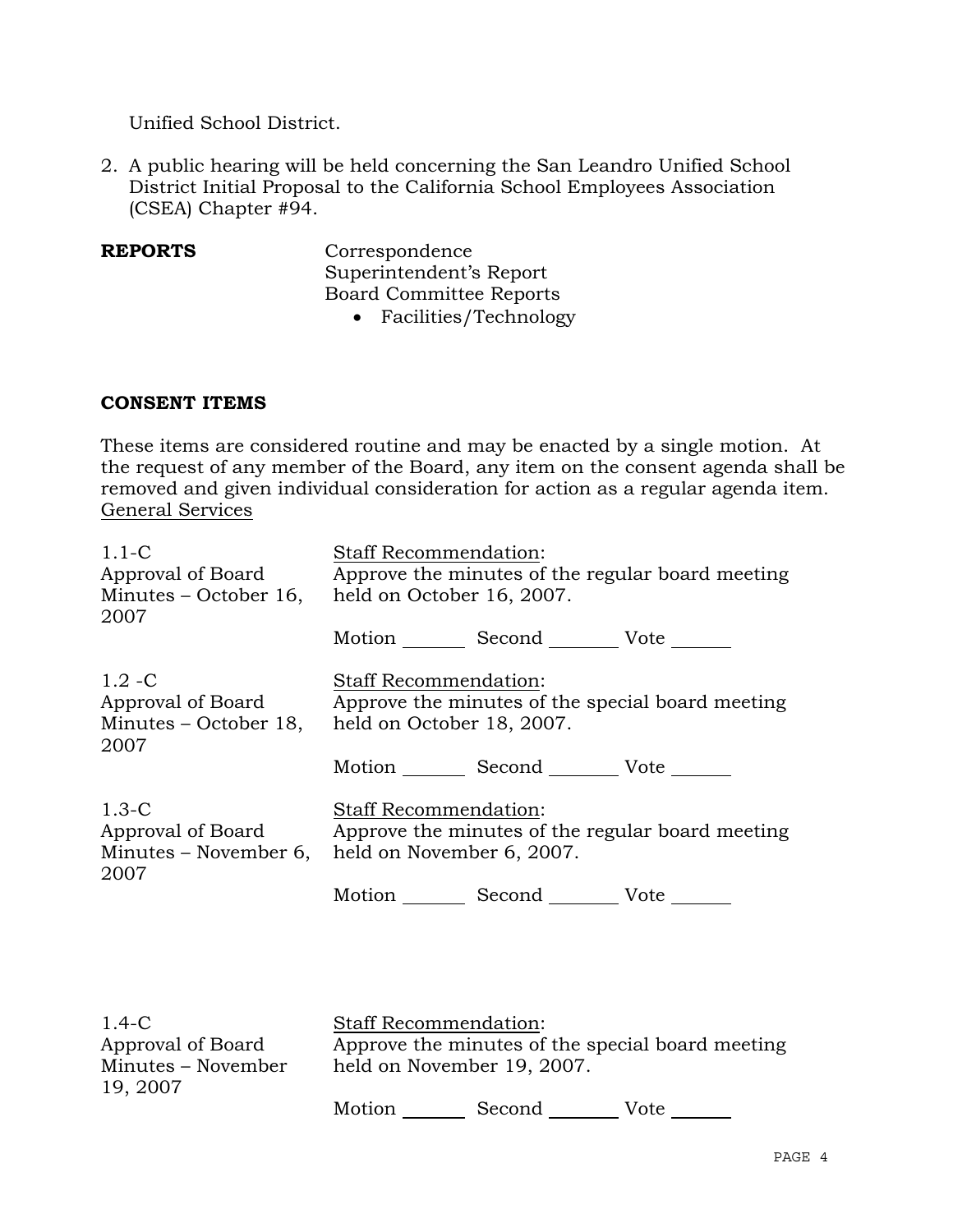Unified School District.

2. A public hearing will be held concerning the San Leandro Unified School District Initial Proposal to the California School Employees Association (CSEA) Chapter #94.

**REPORTS**

Correspondence
Superintendent's Report
Board Committee Reports

- Facilities/Technology

**CONSENT ITEMS**

These items are considered routine and may be enacted by a single motion. At the request of any member of the Board, any item on the consent agenda shall be removed and given individual consideration for action as a regular agenda item.

General Services

1.1-C
Approval of Board Minutes – October 16, 2007

Staff Recommendation:
Approve the minutes of the regular board meeting held on October 16, 2007.

Motion _______ Second _______ Vote _______

1.2 -C
Approval of Board Minutes – October 18, 2007

Staff Recommendation:
Approve the minutes of the special board meeting held on October 18, 2007.

Motion _______ Second _______ Vote _______

1.3-C
Approval of Board Minutes – November 6, 2007

Staff Recommendation:
Approve the minutes of the regular board meeting held on November 6, 2007.

Motion _______ Second _______ Vote _______

1.4-C
Approval of Board Minutes – November 19, 2007

Staff Recommendation:
Approve the minutes of the special board meeting held on November 19, 2007.

Motion _______ Second _______ Vote _______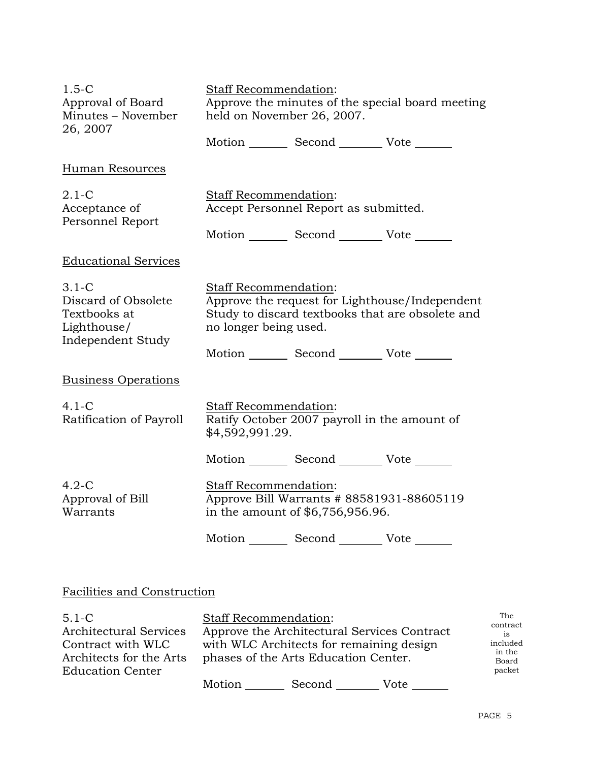1.5-C
Approval of Board Minutes – November 26, 2007

Staff Recommendation:
Approve the minutes of the special board meeting held on November 26, 2007.

Motion _______ Second _______ Vote ______

## Human Resources

2.1-C
Acceptance of Personnel Report

Staff Recommendation:
Accept Personnel Report as submitted.

Motion _______ Second _______ Vote ______

## Educational Services

3.1-C
Discard of Obsolete Textbooks at Lighthouse/ Independent Study

Staff Recommendation:
Approve the request for Lighthouse/Independent Study to discard textbooks that are obsolete and no longer being used.

Motion _______ Second _______ Vote ______

## Business Operations

4.1-C
Ratification of Payroll

Staff Recommendation:
Ratify October 2007 payroll in the amount of $4,592,991.29.

Motion _______ Second _______ Vote ______

4.2-C
Approval of Bill Warrants

Staff Recommendation:
Approve Bill Warrants # 88581931-88605119 in the amount of $6,756,956.96.

Motion _______ Second _______ Vote ______

## Facilities and Construction

5.1-C
Architectural Services Contract with WLC Architects for the Arts Education Center

Staff Recommendation:
Approve the Architectural Services Contract with WLC Architects for remaining design phases of the Arts Education Center.

The contract is included in the Board packet

Motion _______ Second _______ Vote ______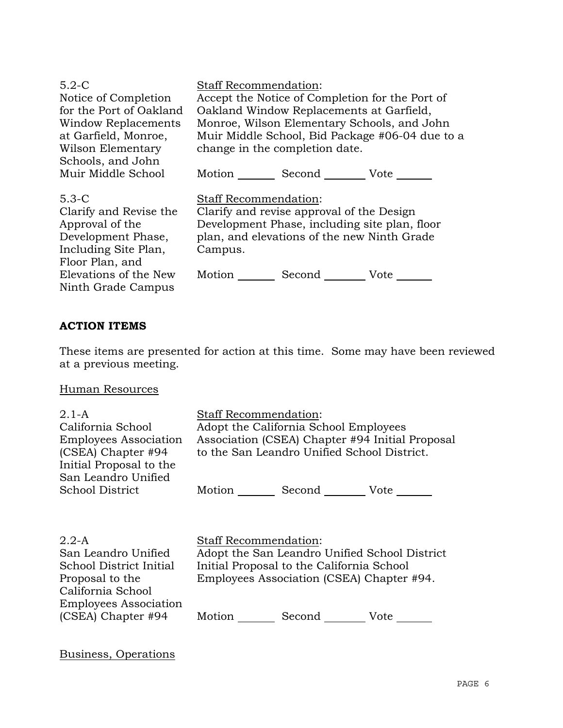| | |
|---|---|
| 5.2-C<br>Notice of Completion for the Port of Oakland Window Replacements at Garfield, Monroe, Wilson Elementary Schools, and John Muir Middle School | Staff Recommendation:<br>Accept the Notice of Completion for the Port of Oakland Window Replacements at Garfield, Monroe, Wilson Elementary Schools, and John Muir Middle School, Bid Package #06-04 due to a change in the completion date.<br><br>Motion _______ Second _______ Vote _______ |
| 5.3-C<br>Clarify and Revise the Approval of the Development Phase, Including Site Plan, Floor Plan, and Elevations of the New Ninth Grade Campus | Staff Recommendation:<br>Clarify and revise approval of the Design Development Phase, including site plan, floor plan, and elevations of the new Ninth Grade Campus.<br><br>Motion _______ Second _______ Vote _______ |

**ACTION ITEMS**

These items are presented for action at this time. Some may have been reviewed at a previous meeting.

Human Resources

| | |
|---|---|
| 2.1-A<br>California School Employees Association (CSEA) Chapter #94 Initial Proposal to the San Leandro Unified School District | Staff Recommendation:<br>Adopt the California School Employees Association (CSEA) Chapter #94 Initial Proposal to the San Leandro Unified School District.<br><br>Motion _______ Second _______ Vote _______ |
| 2.2-A<br>San Leandro Unified School District Initial Proposal to the California School Employees Association (CSEA) Chapter #94 | Staff Recommendation:<br>Adopt the San Leandro Unified School District Initial Proposal to the California School Employees Association (CSEA) Chapter #94.<br><br>Motion _______ Second _______ Vote _______ |

Business, Operations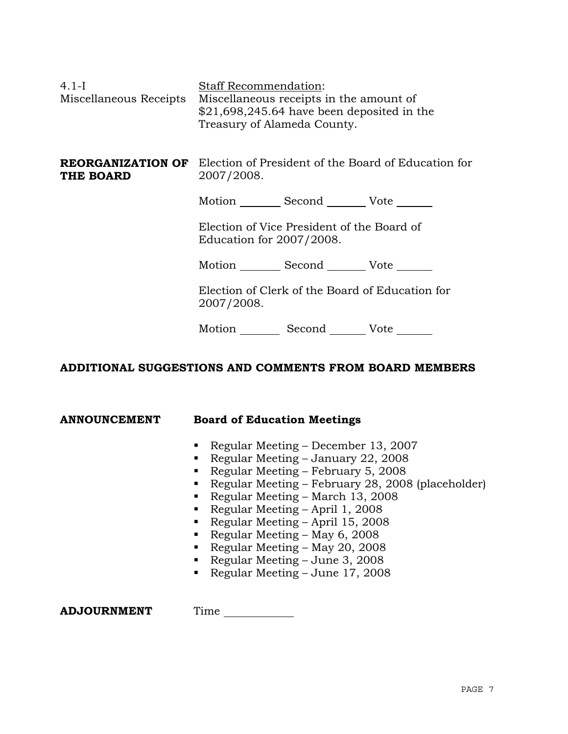4.1-I
Miscellaneous Receipts

Staff Recommendation:
Miscellaneous receipts in the amount of $21,698,245.64 have been deposited in the Treasury of Alameda County.

**REORGANIZATION OF THE BOARD**

Election of President of the Board of Education for 2007/2008.

Motion ________ Second _______ Vote ______

Election of Vice President of the Board of Education for 2007/2008.

Motion ________ Second _______ Vote ______

Election of Clerk of the Board of Education for 2007/2008.

Motion ________ Second _______ Vote ______

**ADDITIONAL SUGGESTIONS AND COMMENTS FROM BOARD MEMBERS**

**ANNOUNCEMENT** **Board of Education Meetings**

- Regular Meeting – December 13, 2007
- Regular Meeting – January 22, 2008
- Regular Meeting – February 5, 2008
- Regular Meeting – February 28, 2008 (placeholder)
- Regular Meeting – March 13, 2008
- Regular Meeting – April 1, 2008
- Regular Meeting – April 15, 2008
- Regular Meeting – May 6, 2008
- Regular Meeting – May 20, 2008
- Regular Meeting – June 3, 2008
- Regular Meeting – June 17, 2008

**ADJOURNMENT** Time ____________